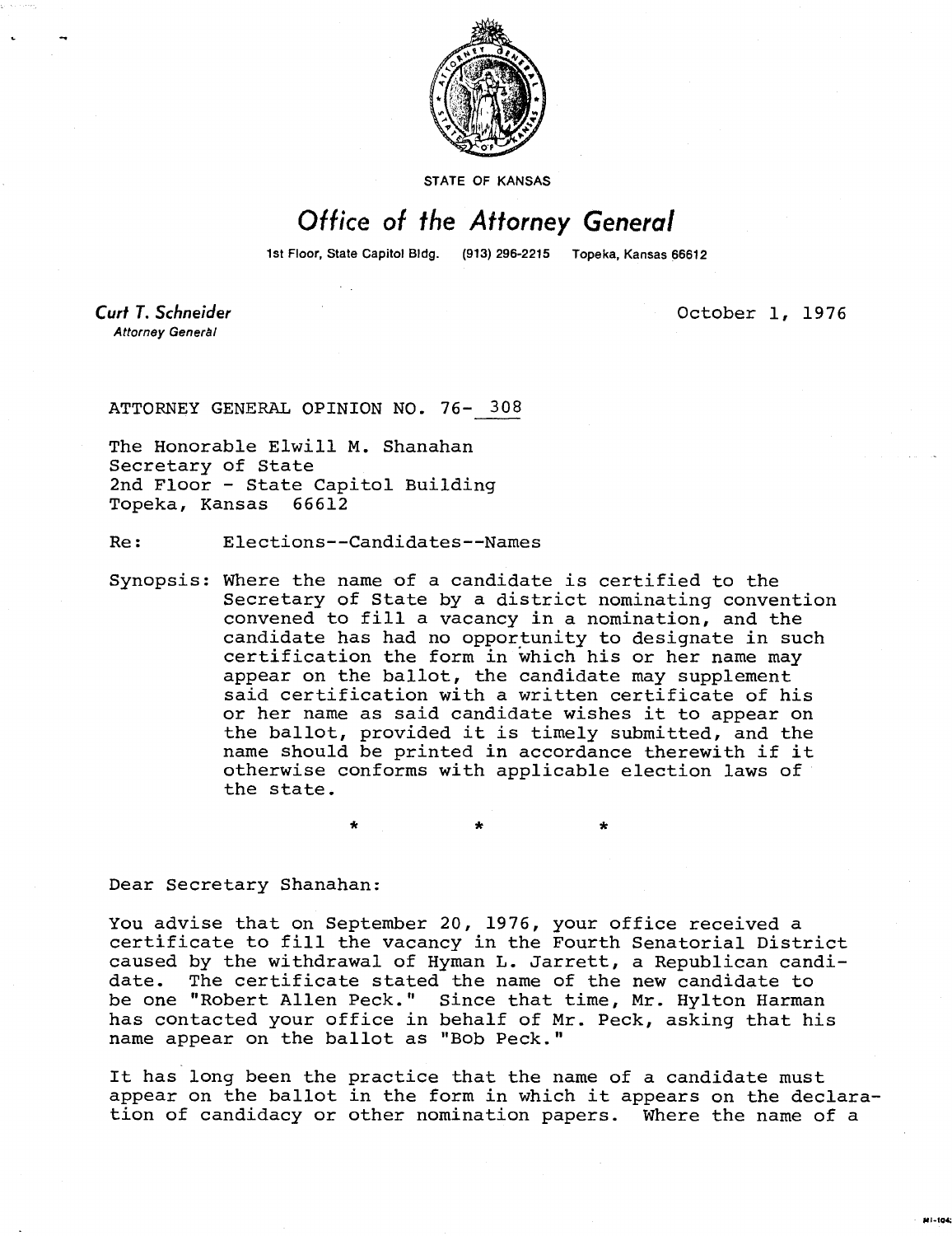STATE OF KANSAS

# Office of the Attorney General

1st Floor, State Capitol Bldg. (913) 296-2215 Topeka, Kansas 66612

**Curt T. Schneider**
*Attorney General*

October 1, 1976

ATTORNEY GENERAL OPINION NO. 76- 308

The Honorable Elwill M. Shanahan
Secretary of State
2nd Floor - State Capitol Building
Topeka, Kansas 66612

Re: Elections--Candidates--Names

Synopsis: Where the name of a candidate is certified to the Secretary of State by a district nominating convention convened to fill a vacancy in a nomination, and the candidate has had no opportunity to designate in such certification the form in which his or her name may appear on the ballot, the candidate may supplement said certification with a written certificate of his or her name as said candidate wishes it to appear on the ballot, provided it is timely submitted, and the name should be printed in accordance therewith if it otherwise conforms with applicable election laws of the state.

\* \* \*

Dear Secretary Shanahan:

You advise that on September 20, 1976, your office received a certificate to fill the vacancy in the Fourth Senatorial District caused by the withdrawal of Hyman L. Jarrett, a Republican candidate. The certificate stated the name of the new candidate to be one "Robert Allen Peck." Since that time, Mr. Hylton Harman has contacted your office in behalf of Mr. Peck, asking that his name appear on the ballot as "Bob Peck."

It has long been the practice that the name of a candidate must appear on the ballot in the form in which it appears on the declaration of candidacy or other nomination papers. Where the name of a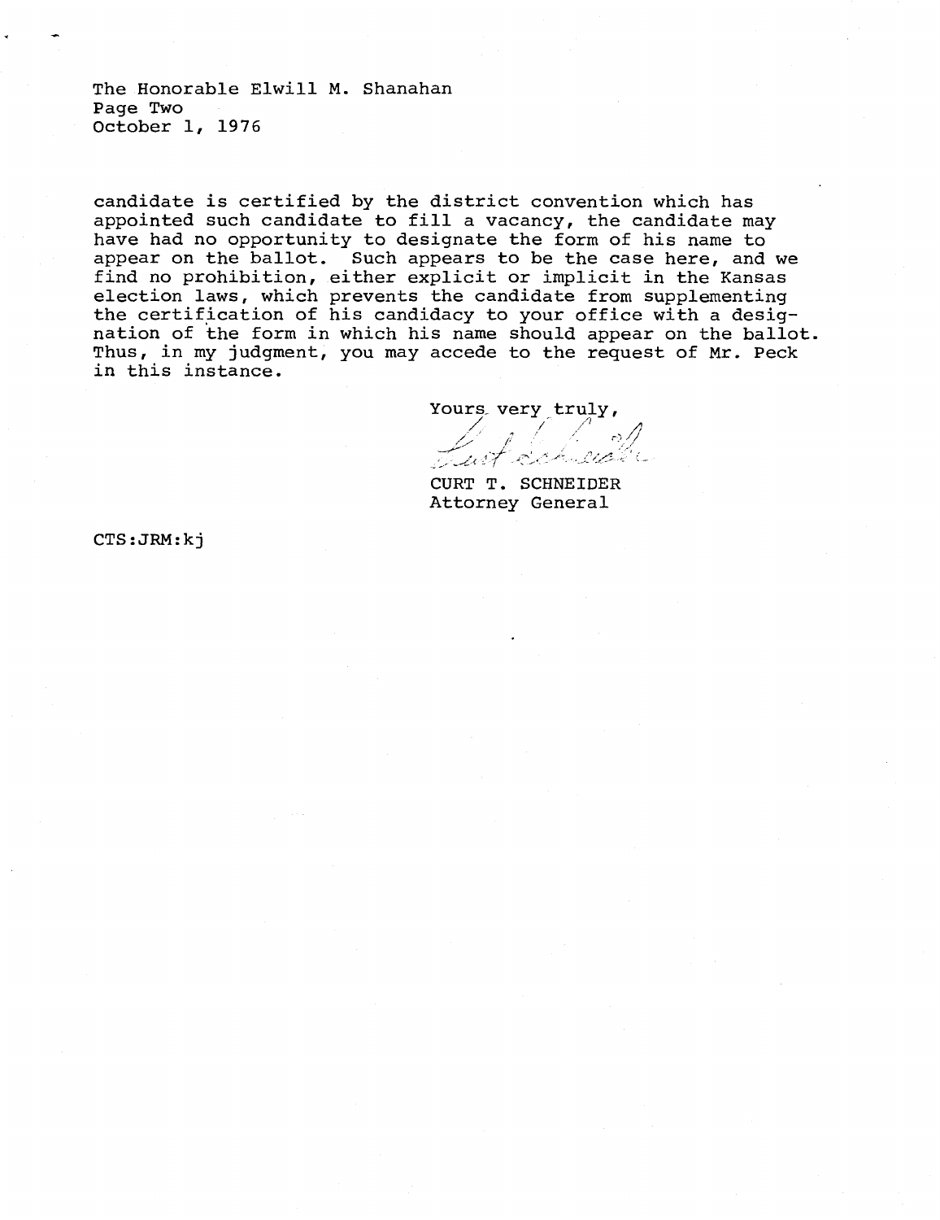The Honorable Elwill M. Shanahan
Page Two
October 1, 1976

candidate is certified by the district convention which has appointed such candidate to fill a vacancy, the candidate may have had no opportunity to designate the form of his name to appear on the ballot. Such appears to be the case here, and we find no prohibition, either explicit or implicit in the Kansas election laws, which prevents the candidate from supplementing the certification of his candidacy to your office with a designation of the form in which his name should appear on the ballot. Thus, in my judgment, you may accede to the request of Mr. Peck in this instance.

Yours very truly,

CURT T. SCHNEIDER
Attorney General

CTS:JRM:kj